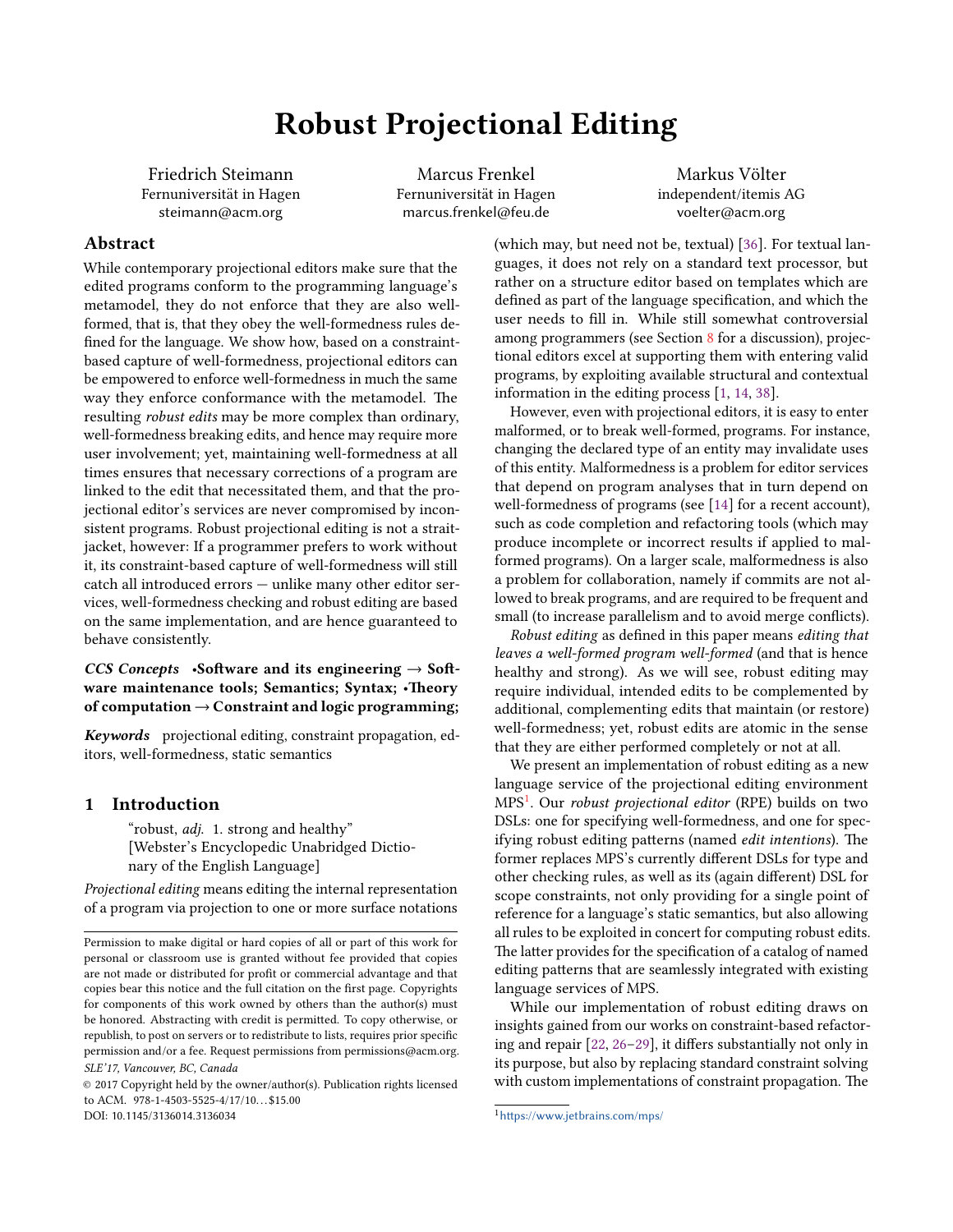# Robust Projectional Editing

Friedrich Steimann
Fernuniversität in Hagen
steimann@acm.org

Marcus Frenkel
Fernuniversität in Hagen
marcus.frenkel@feu.de

Markus Völter
independent/itemis AG
voelter@acm.org

## Abstract

While contemporary projectional editors make sure that the edited programs conform to the programming language's metamodel, they do not enforce that they are also well-formed, that is, that they obey the well-formedness rules defined for the language. We show how, based on a constraint-based capture of well-formedness, projectional editors can be empowered to enforce well-formedness in much the same way they enforce conformance with the metamodel. The resulting *robust edits* may be more complex than ordinary, well-formedness breaking edits, and hence may require more user involvement; yet, maintaining well-formedness at all times ensures that necessary corrections of a program are linked to the edit that necessitated them, and that the projectional editor's services are never compromised by inconsistent programs. Robust projectional editing is not a straitjacket, however: If a programmer prefers to work without it, its constraint-based capture of well-formedness will still catch all introduced errors — unlike many other editor services, well-formedness checking and robust editing are based on the same implementation, and are hence guaranteed to behave consistently.

***CCS Concepts*** **•Software and its engineering → Software maintenance tools; Semantics; Syntax; •Theory of computation → Constraint and logic programming;**

***Keywords*** projectional editing, constraint propagation, editors, well-formedness, static semantics

## 1 Introduction

"robust, *adj.* 1. strong and healthy"
[Webster's Encyclopedic Unabridged Dictionary of the English Language]

*Projectional editing* means editing the internal representation of a program via projection to one or more surface notations (which may, but need not be, textual) [36]. For textual languages, it does not rely on a standard text processor, but rather on a structure editor based on templates which are defined as part of the language specification, and which the user needs to fill in. While still somewhat controversial among programmers (see Section 8 for a discussion), projectional editors excel at supporting them with entering valid programs, by exploiting available structural and contextual information in the editing process [1, 14, 38].

However, even with projectional editors, it is easy to enter malformed, or to break well-formed, programs. For instance, changing the declared type of an entity may invalidate uses of this entity. Malformedness is a problem for editor services that depend on program analyses that in turn depend on well-formedness of programs (see [14] for a recent account), such as code completion and refactoring tools (which may produce incomplete or incorrect results if applied to malformed programs). On a larger scale, malformedness is also a problem for collaboration, namely if commits are not allowed to break programs, and are required to be frequent and small (to increase parallelism and to avoid merge conflicts).

*Robust editing* as defined in this paper means *editing that leaves a well-formed program well-formed* (and that is hence healthy and strong). As we will see, robust editing may require individual, intended edits to be complemented by additional, complementing edits that maintain (or restore) well-formedness; yet, robust edits are atomic in the sense that they are either performed completely or not at all.

We present an implementation of robust editing as a new language service of the projectional editing environment MPS[1]. Our *robust projectional editor* (RPE) builds on two DSLs: one for specifying well-formedness, and one for specifying robust editing patterns (named *edit intentions*). The former replaces MPS's currently different DSLs for type and other checking rules, as well as its (again different) DSL for scope constraints, not only providing for a single point of reference for a language's static semantics, but also allowing all rules to be exploited in concert for computing robust edits. The latter provides for the specification of a catalog of named editing patterns that are seamlessly integrated with existing language services of MPS.

While our implementation of robust editing draws on insights gained from our works on constraint-based refactoring and repair [22, 26–29], it differs substantially not only in its purpose, but also by replacing standard constraint solving with custom implementations of constraint propagation. The

[1] https://www.jetbrains.com/mps/

Permission to make digital or hard copies of all or part of this work for personal or classroom use is granted without fee provided that copies are not made or distributed for profit or commercial advantage and that copies bear this notice and the full citation on the first page. Copyrights for components of this work owned by others than the author(s) must be honored. Abstracting with credit is permitted. To copy otherwise, or republish, to post on servers or to redistribute to lists, requires prior specific permission and/or a fee. Request permissions from permissions@acm.org.
*SLE'17, Vancouver, BC, Canada*
© 2017 Copyright held by the owner/author(s). Publication rights licensed to ACM. 978-1-4503-5525-4/17/10...$15.00
DOI: 10.1145/3136014.3136034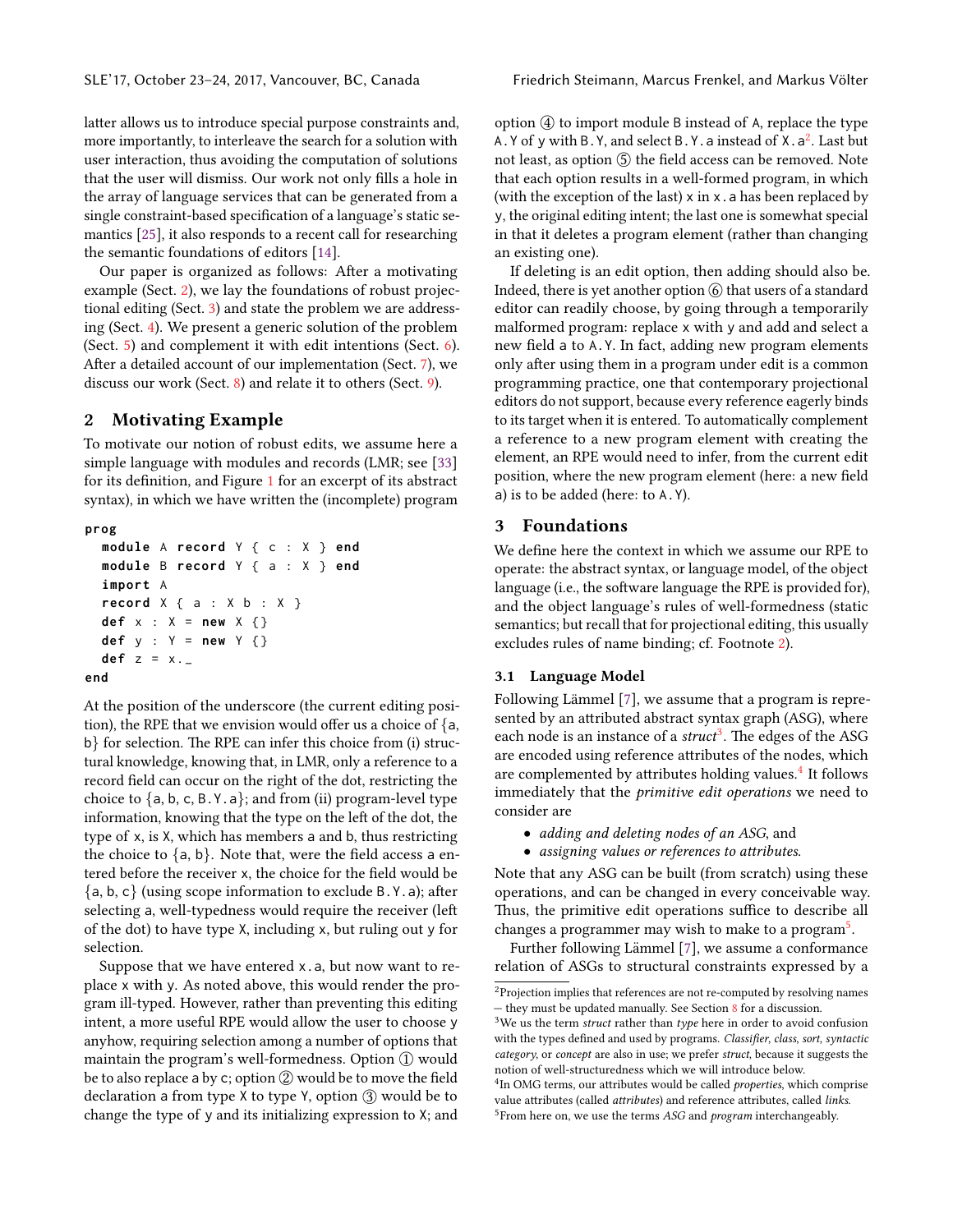latter allows us to introduce special purpose constraints and, more importantly, to interleave the search for a solution with user interaction, thus avoiding the computation of solutions that the user will dismiss. Our work not only fills a hole in the array of language services that can be generated from a single constraint-based specification of a language's static semantics [25], it also responds to a recent call for researching the semantic foundations of editors [14].

Our paper is organized as follows: After a motivating example (Sect. 2), we lay the foundations of robust projectional editing (Sect. 3) and state the problem we are addressing (Sect. 4). We present a generic solution of the problem (Sect. 5) and complement it with edit intentions (Sect. 6). After a detailed account of our implementation (Sect. 7), we discuss our work (Sect. 8) and relate it to others (Sect. 9).

## 2 Motivating Example

To motivate our notion of robust edits, we assume here a simple language with modules and records (LMR; see [33] for its definition, and Figure 1 for an excerpt of its abstract syntax), in which we have written the (incomplete) program

```
prog
  module A record Y { c : X } end
  module B record Y { a : X } end
  import A
  record X { a : X b : X }
  def x : X = new X {}
  def y : Y = new Y {}
  def z = x._
end
```

At the position of the underscore (the current editing position), the RPE that we envision would offer us a choice of {a, b} for selection. The RPE can infer this choice from (i) structural knowledge, knowing that, in LMR, only a reference to a record field can occur on the right of the dot, restricting the choice to {a, b, c, B.Y.a}; and from (ii) program-level type information, knowing that the type on the left of the dot, the type of x, is X, which has members a and b, thus restricting the choice to {a, b}. Note that, were the field access a entered before the receiver x, the choice for the field would be {a, b, c} (using scope information to exclude B.Y.a); after selecting a, well-typedness would require the receiver (left of the dot) to have type X, including x, but ruling out y for selection.

Suppose that we have entered x.a, but now want to replace x with y. As noted above, this would render the program ill-typed. However, rather than preventing this editing intent, a more useful RPE would allow the user to choose y anyhow, requiring selection among a number of options that maintain the program's well-formedness. Option ① would be to also replace a by c; option ② would be to move the field declaration a from type X to type Y, option ③ would be to change the type of y and its initializing expression to X; and option ④ to import module B instead of A, replace the type A.Y of y with B.Y, and select B.Y.a instead of X.a[2]. Last but not least, as option ⑤ the field access can be removed. Note that each option results in a well-formed program, in which (with the exception of the last) x in x.a has been replaced by y, the original editing intent; the last one is somewhat special in that it deletes a program element (rather than changing an existing one).

If deleting is an edit option, then adding should also be. Indeed, there is yet another option ⑥ that users of a standard editor can readily choose, by going through a temporarily malformed program: replace x with y and add and select a new field a to A.Y. In fact, adding new program elements only after using them in a program under edit is a common programming practice, one that contemporary projectional editors do not support, because every reference eagerly binds to its target when it is entered. To automatically complement a reference to a new program element with creating the element, an RPE would need to infer, from the current edit position, where the new program element (here: a new field a) is to be added (here: to A.Y).

## 3 Foundations

We define here the context in which we assume our RPE to operate: the abstract syntax, or language model, of the object language (i.e., the software language the RPE is provided for), and the object language's rules of well-formedness (static semantics; but recall that for projectional editing, this usually excludes rules of name binding; cf. Footnote 2).

### 3.1 Language Model

Following Lämmel [7], we assume that a program is represented by an attributed abstract syntax graph (ASG), where each node is an instance of a *struct*[3]. The edges of the ASG are encoded using reference attributes of the nodes, which are complemented by attributes holding values.[4] It follows immediately that the *primitive edit operations* we need to consider are

- *adding and deleting nodes of an ASG*, and
- *assigning values or references to attributes.*

Note that any ASG can be built (from scratch) using these operations, and can be changed in every conceivable way. Thus, the primitive edit operations suffice to describe all changes a programmer may wish to make to a program[5].

Further following Lämmel [7], we assume a conformance relation of ASGs to structural constraints expressed by a

[2]Projection implies that references are not re-computed by resolving names — they must be updated manually. See Section 8 for a discussion.

[3]We us the term *struct* rather than *type* here in order to avoid confusion with the types defined and used by programs. *Classifier*, *class*, *sort*, *syntactic category*, or *concept* are also in use; we prefer *struct*, because it suggests the notion of well-structuredness which we will introduce below.

[4]In OMG terms, our attributes would be called *properties*, which comprise value attributes (called *attributes*) and reference attributes, called *links*.

[5]From here on, we use the terms *ASG* and *program* interchangeably.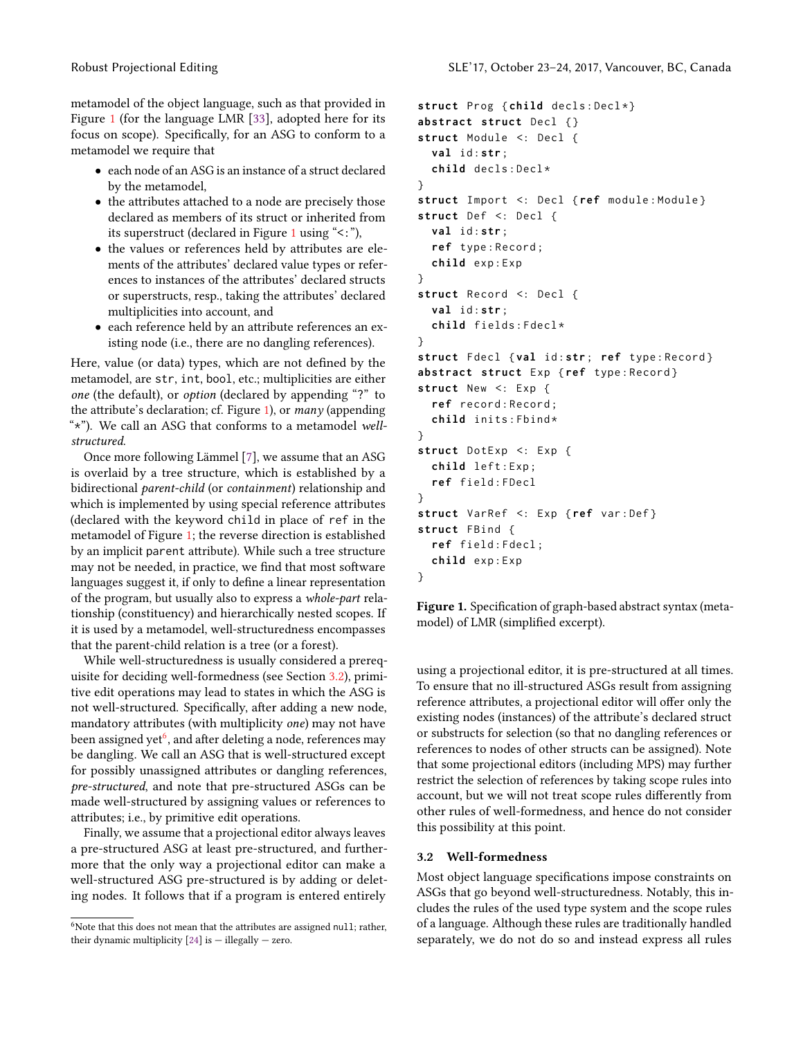metamodel of the object language, such as that provided in Figure 1 (for the language LMR [33], adopted here for its focus on scope). Specifically, for an ASG to conform to a metamodel we require that

- each node of an ASG is an instance of a struct declared by the metamodel,
- the attributes attached to a node are precisely those declared as members of its struct or inherited from its superstruct (declared in Figure 1 using "<:"),
- the values or references held by attributes are elements of the attributes' declared value types or references to instances of the attributes' declared structs or superstructs, resp., taking the attributes' declared multiplicities into account, and
- each reference held by an attribute references an existing node (i.e., there are no dangling references).

Here, value (or data) types, which are not defined by the metamodel, are `str`, `int`, `bool`, etc.; multiplicities are either *one* (the default), or *option* (declared by appending "?" to the attribute's declaration; cf. Figure 1), or *many* (appending "*"). We call an ASG that conforms to a metamodel *well-structured*.

Once more following Lämmel [7], we assume that an ASG is overlaid by a tree structure, which is established by a bidirectional *parent-child* (or *containment*) relationship and which is implemented by using special reference attributes (declared with the keyword `child` in place of `ref` in the metamodel of Figure 1; the reverse direction is established by an implicit `parent` attribute). While such a tree structure may not be needed, in practice, we find that most software languages suggest it, if only to define a linear representation of the program, but usually also to express a *whole-part* relationship (constituency) and hierarchically nested scopes. If it is used by a metamodel, well-structuredness encompasses that the parent-child relation is a tree (or a forest).

While well-structuredness is usually considered a prerequisite for deciding well-formedness (see Section 3.2), primitive edit operations may lead to states in which the ASG is not well-structured. Specifically, after adding a new node, mandatory attributes (with multiplicity *one*) may not have been assigned yet[6], and after deleting a node, references may be dangling. We call an ASG that is well-structured except for possibly unassigned attributes or dangling references, *pre-structured*, and note that pre-structured ASGs can be made well-structured by assigning values or references to attributes; i.e., by primitive edit operations.

Finally, we assume that a projectional editor always leaves a pre-structured ASG at least pre-structured, and furthermore that the only way a projectional editor can make a well-structured ASG pre-structured is by adding or deleting nodes. It follows that if a program is entered entirely using a projectional editor, it is pre-structured at all times. To ensure that no ill-structured ASGs result from assigning reference attributes, a projectional editor will offer only the existing nodes (instances) of the attribute's declared struct or substructs for selection (so that no dangling references or references to nodes of other structs can be assigned). Note that some projectional editors (including MPS) may further restrict the selection of references by taking scope rules into account, but we will not treat scope rules differently from other rules of well-formedness, and hence do not consider this possibility at this point.

[6] Note that this does not mean that the attributes are assigned `null`; rather, their dynamic multiplicity [24] is — illegally — zero.

```
struct Prog {child decls:Decl*}
abstract struct Decl {}
struct Module <: Decl {
  val id:str;
  child decls:Decl*
}
struct Import <: Decl {ref module:Module}
struct Def <: Decl {
  val id:str;
  ref type:Record;
  child exp:Exp
}
struct Record <: Decl {
  val id:str;
  child fields:Fdecl*
}
struct Fdecl {val id:str; ref type:Record}
abstract struct Exp {ref type:Record}
struct New <: Exp {
  ref record:Record;
  child inits:Fbind*
}
struct DotExp <: Exp {
  child left:Exp;
  ref field:FDecl
}
struct VarRef <: Exp {ref var:Def}
struct FBind {
  ref field:Fdecl;
  child exp:Exp
}
```

**Figure 1.** Specification of graph-based abstract syntax (metamodel) of LMR (simplified excerpt).

### 3.2 Well-formedness

Most object language specifications impose constraints on ASGs that go beyond well-structuredness. Notably, this includes the rules of the used type system and the scope rules of a language. Although these rules are traditionally handled separately, we do not do so and instead express all rules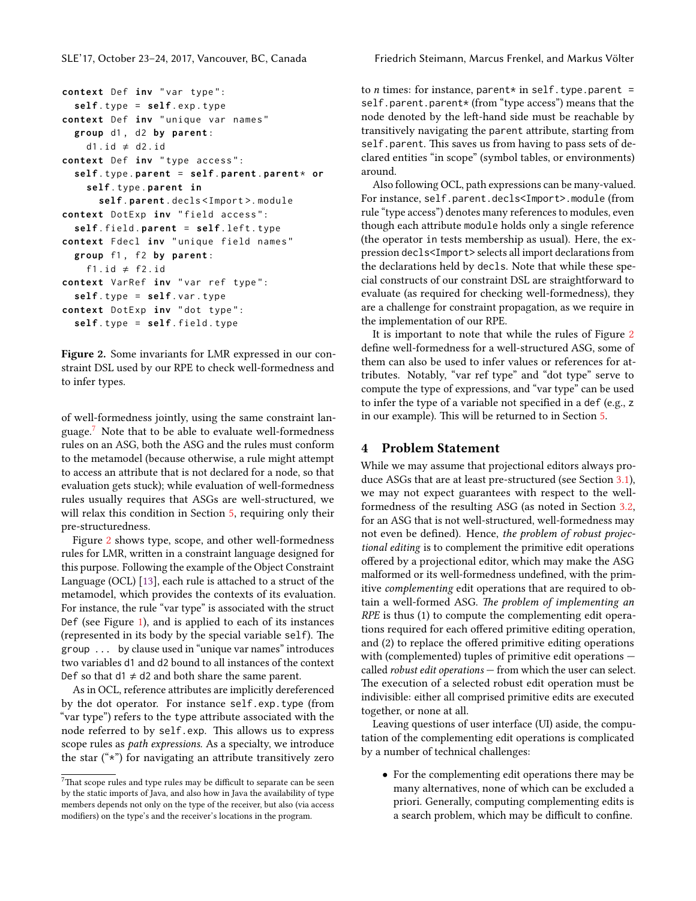```
context Def inv "var type":
  self.type = self.exp.type
context Def inv "unique var names"
  group d1, d2 by parent:
    d1.id ≠ d2.id
context Def inv "type access":
  self.type.parent = self.parent.parent* or
    self.type.parent in
      self.parent.decls<Import>.module
context DotExp inv "field access":
  self.field.parent = self.left.type
context Fdecl inv "unique field names"
  group f1, f2 by parent:
    f1.id ≠ f2.id
context VarRef inv "var ref type":
  self.type = self.var.type
context DotExp inv "dot type":
  self.type = self.field.type
```

**Figure 2.** Some invariants for LMR expressed in our constraint DSL used by our RPE to check well-formedness and to infer types.

of well-formedness jointly, using the same constraint language.[7] Note that to be able to evaluate well-formedness rules on an ASG, both the ASG and the rules must conform to the metamodel (because otherwise, a rule might attempt to access an attribute that is not declared for a node, so that evaluation gets stuck); while evaluation of well-formedness rules usually requires that ASGs are well-structured, we will relax this condition in Section 5, requiring only their pre-structuredness.

Figure 2 shows type, scope, and other well-formedness rules for LMR, written in a constraint language designed for this purpose. Following the example of the Object Constraint Language (OCL) [13], each rule is attached to a struct of the metamodel, which provides the contexts of its evaluation. For instance, the rule "var type" is associated with the struct `Def` (see Figure 1), and is applied to each of its instances (represented in its body by the special variable `self`). The `group ... by` clause used in "unique var names" introduces two variables `d1` and `d2` bound to all instances of the context `Def` so that `d1 ≠ d2` and both share the same parent.

As in OCL, reference attributes are implicitly dereferenced by the dot operator. For instance `self.exp.type` (from "var type") refers to the `type` attribute associated with the node referred to by `self.exp`. This allows us to express scope rules as *path expressions*. As a specialty, we introduce the star ("*") for navigating an attribute transitively zero to *n* times: for instance, `parent*` in `self.type.parent = self.parent.parent*` (from "type access") means that the node denoted by the left-hand side must be reachable by transitively navigating the `parent` attribute, starting from `self.parent`. This saves us from having to pass sets of declared entities "in scope" (symbol tables, or environments) around.

Also following OCL, path expressions can be many-valued. For instance, `self.parent.decls<Import>.module` (from rule "type access") denotes many references to modules, even though each attribute `module` holds only a single reference (the operator `in` tests membership as usual). Here, the expression `decls<Import>` selects all import declarations from the declarations held by `decls`. Note that while these special constructs of our constraint DSL are straightforward to evaluate (as required for checking well-formedness), they are a challenge for constraint propagation, as we require in the implementation of our RPE.

It is important to note that while the rules of Figure 2 define well-formedness for a well-structured ASG, some of them can also be used to infer values or references for attributes. Notably, "var ref type" and "dot type" serve to compute the type of expressions, and "var type" can be used to infer the type of a variable not specified in a `def` (e.g., `z` in our example). This will be returned to in Section 5.

## 4 Problem Statement

While we may assume that projectional editors always produce ASGs that are at least pre-structured (see Section 3.1), we may not expect guarantees with respect to the well-formedness of the resulting ASG (as noted in Section 3.2, for an ASG that is not well-structured, well-formedness may not even be defined). Hence, *the problem of robust projectional editing* is to complement the primitive edit operations offered by a projectional editor, which may make the ASG malformed or its well-formedness undefined, with the primitive *complementing* edit operations that are required to obtain a well-formed ASG. *The problem of implementing an RPE* is thus (1) to compute the complementing edit operations required for each offered primitive editing operation, and (2) to replace the offered primitive editing operations with (complemented) tuples of primitive edit operations — called *robust edit operations* — from which the user can select. The execution of a selected robust edit operation must be indivisible: either all comprised primitive edits are executed together, or none at all.

Leaving questions of user interface (UI) aside, the computation of the complementing edit operations is complicated by a number of technical challenges:

- For the complementing edit operations there may be many alternatives, none of which can be excluded a priori. Generally, computing complementing edits is a search problem, which may be difficult to confine.

[7] That scope rules and type rules may be difficult to separate can be seen by the static imports of Java, and also how in Java the availability of type members depends not only on the type of the receiver, but also (via access modifiers) on the type's and the receiver's locations in the program.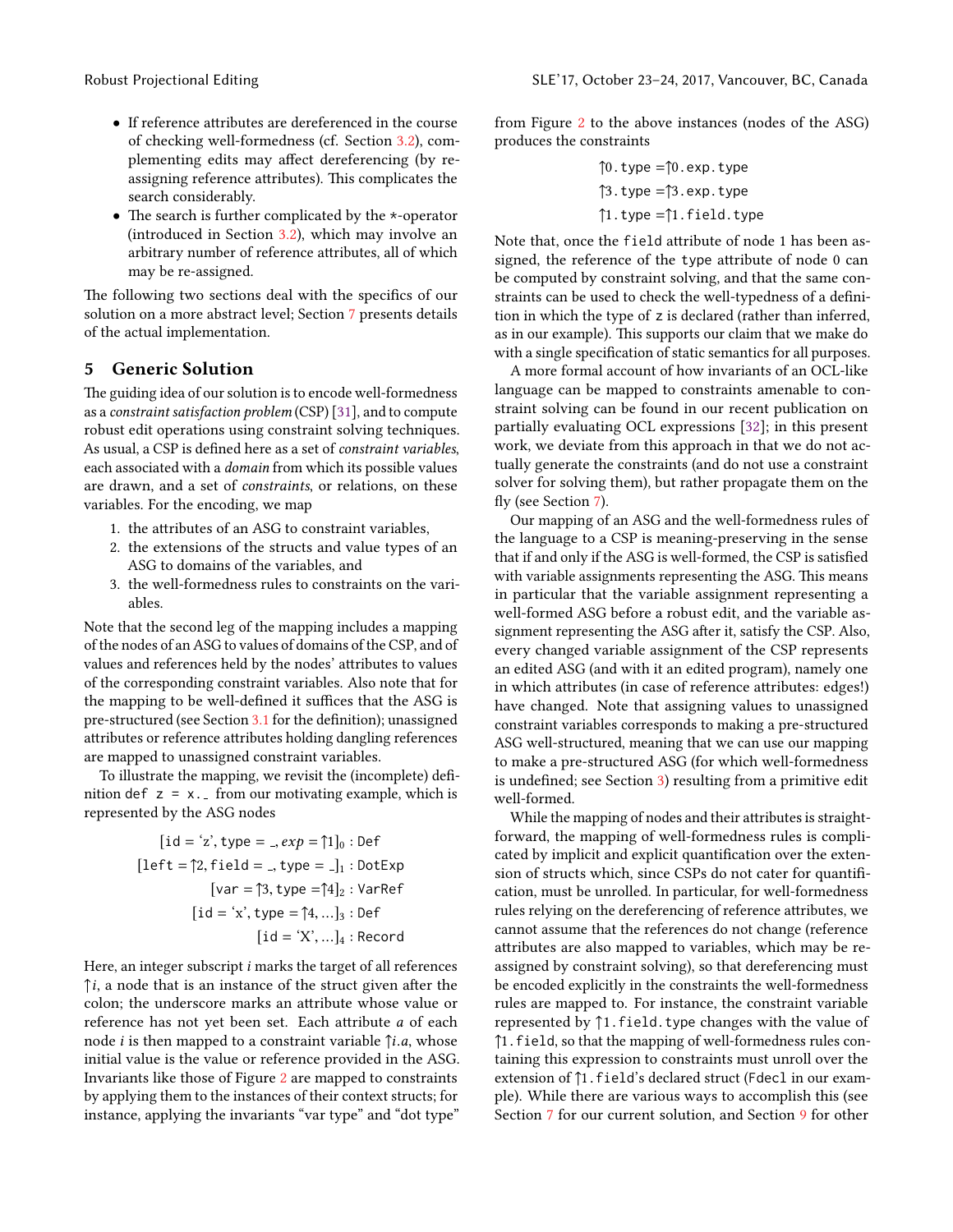- If reference attributes are dereferenced in the course of checking well-formedness (cf. Section 3.2), complementing edits may affect dereferencing (by re-assigning reference attributes). This complicates the search considerably.
- The search is further complicated by the *-operator (introduced in Section 3.2), which may involve an arbitrary number of reference attributes, all of which may be re-assigned.

The following two sections deal with the specifics of our solution on a more abstract level; Section 7 presents details of the actual implementation.

## 5 Generic Solution

The guiding idea of our solution is to encode well-formedness as a *constraint satisfaction problem* (CSP) [31], and to compute robust edit operations using constraint solving techniques. As usual, a CSP is defined here as a set of *constraint variables*, each associated with a *domain* from which its possible values are drawn, and a set of *constraints*, or relations, on these variables. For the encoding, we map

1. the attributes of an ASG to constraint variables,
2. the extensions of the structs and value types of an ASG to domains of the variables, and
3. the well-formedness rules to constraints on the variables.

Note that the second leg of the mapping includes a mapping of the nodes of an ASG to values of domains of the CSP, and of values and references held by the nodes' attributes to values of the corresponding constraint variables. Also note that for the mapping to be well-defined it suffices that the ASG is pre-structured (see Section 3.1 for the definition); unassigned attributes or reference attributes holding dangling references are mapped to unassigned constraint variables.

To illustrate the mapping, we revisit the (incomplete) definition `def z = x._` from our motivating example, which is represented by the ASG nodes

$$[\texttt{id} = \text{`z'}, \texttt{type} = \_, exp = \uparrow 1]_0 : \texttt{Def}$$
$$[\texttt{left} = \uparrow 2, \texttt{field} = \_, \texttt{type} = \_]_1 : \texttt{DotExp}$$
$$[\texttt{var} = \uparrow 3, \texttt{type} = \uparrow 4]_2 : \texttt{VarRef}$$
$$[\texttt{id} = \text{`x'}, \texttt{type} = \uparrow 4, \ldots]_3 : \texttt{Def}$$
$$[\texttt{id} = \text{`X'}, \ldots]_4 : \texttt{Record}$$

Here, an integer subscript $i$ marks the target of all references $\uparrow i$, a node that is an instance of the struct given after the colon; the underscore marks an attribute whose value or reference has not yet been set. Each attribute $a$ of each node $i$ is then mapped to a constraint variable $\uparrow i.a$, whose initial value is the value or reference provided in the ASG. Invariants like those of Figure 2 are mapped to constraints by applying them to the instances of their context structs; for instance, applying the invariants "var type" and "dot type" from Figure 2 to the above instances (nodes of the ASG) produces the constraints

$$\uparrow 0.\texttt{type} = \uparrow 0.\texttt{exp.type}$$
$$\uparrow 3.\texttt{type} = \uparrow 3.\texttt{exp.type}$$
$$\uparrow 1.\texttt{type} = \uparrow 1.\texttt{field.type}$$

Note that, once the `field` attribute of node 1 has been assigned, the reference of the `type` attribute of node 0 can be computed by constraint solving, and that the same constraints can be used to check the well-typedness of a definition in which the type of `z` is declared (rather than inferred, as in our example). This supports our claim that we make do with a single specification of static semantics for all purposes.

A more formal account of how invariants of an OCL-like language can be mapped to constraints amenable to constraint solving can be found in our recent publication on partially evaluating OCL expressions [32]; in this present work, we deviate from this approach in that we do not actually generate the constraints (and do not use a constraint solver for solving them), but rather propagate them on the fly (see Section 7).

Our mapping of an ASG and the well-formedness rules of the language to a CSP is meaning-preserving in the sense that if and only if the ASG is well-formed, the CSP is satisfied with variable assignments representing the ASG. This means in particular that the variable assignment representing a well-formed ASG before a robust edit, and the variable assignment representing the ASG after it, satisfy the CSP. Also, every changed variable assignment of the CSP represents an edited ASG (and with it an edited program), namely one in which attributes (in case of reference attributes: edges!) have changed. Note that assigning values to unassigned constraint variables corresponds to making a pre-structured ASG well-structured, meaning that we can use our mapping to make a pre-structured ASG (for which well-formedness is undefined; see Section 3) resulting from a primitive edit well-formed.

While the mapping of nodes and their attributes is straightforward, the mapping of well-formedness rules is complicated by implicit and explicit quantification over the extension of structs which, since CSPs do not cater for quantification, must be unrolled. In particular, for well-formedness rules relying on the dereferencing of reference attributes, we cannot assume that the references do not change (reference attributes are also mapped to variables, which may be re-assigned by constraint solving), so that dereferencing must be encoded explicitly in the constraints the well-formedness rules are mapped to. For instance, the constraint variable represented by $\uparrow 1.\texttt{field.type}$ changes with the value of $\uparrow 1.\texttt{field}$, so that the mapping of well-formedness rules containing this expression to constraints must unroll over the extension of $\uparrow 1.\texttt{field}$'s declared struct (`Fdecl` in our example). While there are various ways to accomplish this (see Section 7 for our current solution, and Section 9 for other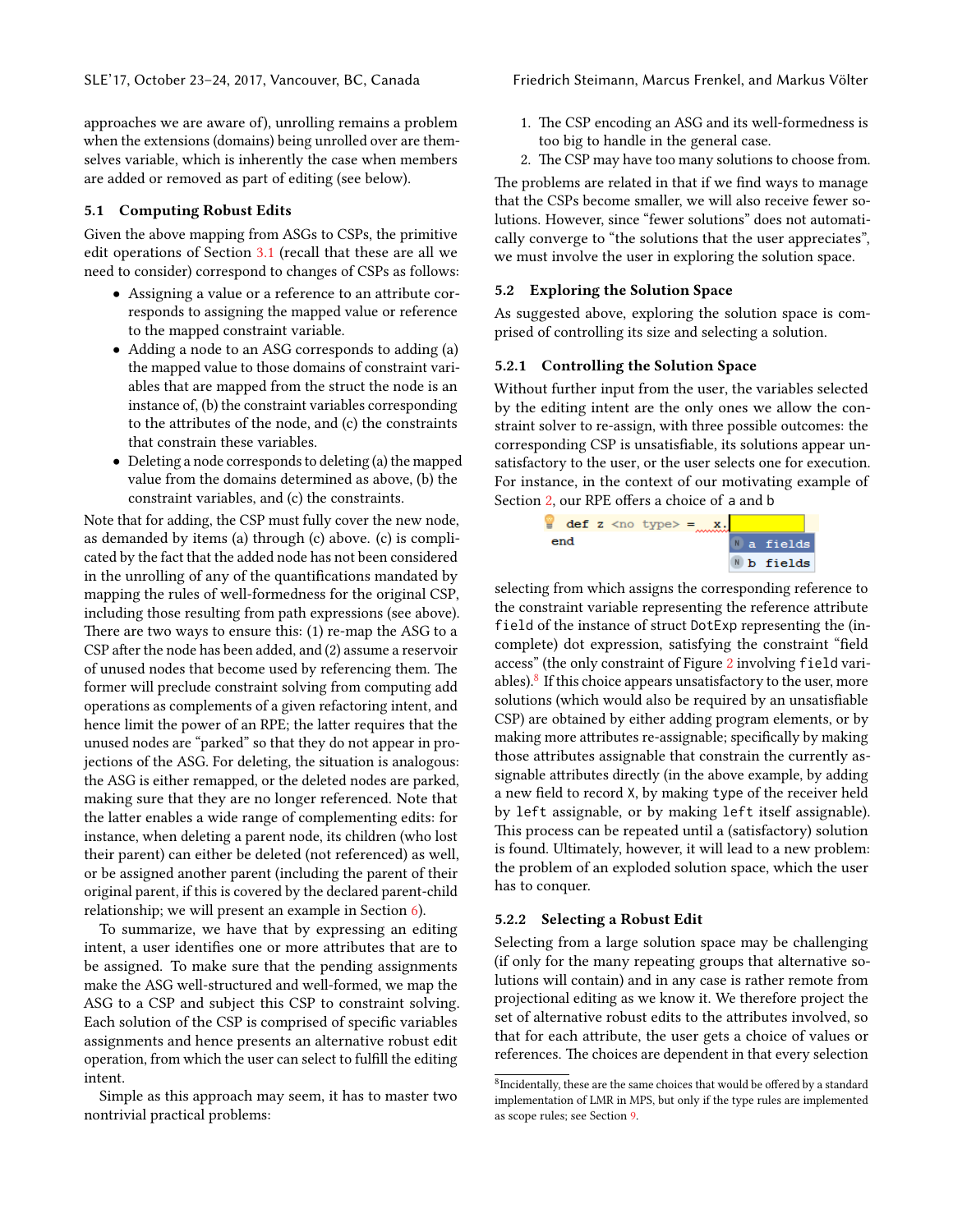approaches we are aware of), unrolling remains a problem when the extensions (domains) being unrolled over are themselves variable, which is inherently the case when members are added or removed as part of editing (see below).

### 5.1 Computing Robust Edits

Given the above mapping from ASGs to CSPs, the primitive edit operations of Section 3.1 (recall that these are all we need to consider) correspond to changes of CSPs as follows:

- Assigning a value or a reference to an attribute corresponds to assigning the mapped value or reference to the mapped constraint variable.
- Adding a node to an ASG corresponds to adding (a) the mapped value to those domains of constraint variables that are mapped from the struct the node is an instance of, (b) the constraint variables corresponding to the attributes of the node, and (c) the constraints that constrain these variables.
- Deleting a node corresponds to deleting (a) the mapped value from the domains determined as above, (b) the constraint variables, and (c) the constraints.

Note that for adding, the CSP must fully cover the new node, as demanded by items (a) through (c) above. (c) is complicated by the fact that the added node has not been considered in the unrolling of any of the quantifications mandated by mapping the rules of well-formedness for the original CSP, including those resulting from path expressions (see above). There are two ways to ensure this: (1) re-map the ASG to a CSP after the node has been added, and (2) assume a reservoir of unused nodes that become used by referencing them. The former will preclude constraint solving from computing add operations as complements of a given refactoring intent, and hence limit the power of an RPE; the latter requires that the unused nodes are "parked" so that they do not appear in projections of the ASG. For deleting, the situation is analogous: the ASG is either remapped, or the deleted nodes are parked, making sure that they are no longer referenced. Note that the latter enables a wide range of complementing edits: for instance, when deleting a parent node, its children (who lost their parent) can either be deleted (not referenced) as well, or be assigned another parent (including the parent of their original parent, if this is covered by the declared parent-child relationship; we will present an example in Section 6).

To summarize, we have that by expressing an editing intent, a user identifies one or more attributes that are to be assigned. To make sure that the pending assignments make the ASG well-structured and well-formed, we map the ASG to a CSP and subject this CSP to constraint solving. Each solution of the CSP is comprised of specific variables assignments and hence presents an alternative robust edit operation, from which the user can select to fulfill the editing intent.

Simple as this approach may seem, it has to master two nontrivial practical problems:

1. The CSP encoding an ASG and its well-formedness is too big to handle in the general case.
2. The CSP may have too many solutions to choose from.

The problems are related in that if we find ways to manage that the CSPs become smaller, we will also receive fewer solutions. However, since "fewer solutions" does not automatically converge to "the solutions that the user appreciates", we must involve the user in exploring the solution space.

### 5.2 Exploring the Solution Space

As suggested above, exploring the solution space is comprised of controlling its size and selecting a solution.

#### 5.2.1 Controlling the Solution Space

Without further input from the user, the variables selected by the editing intent are the only ones we allow the constraint solver to re-assign, with three possible outcomes: the corresponding CSP is unsatisfiable, its solutions appear unsatisfactory to the user, or the user selects one for execution. For instance, in the context of our motivating example of Section 2, our RPE offers a choice of a and b

```
def z <no type> = x.
end                  a fields
                     b fields
```

selecting from which assigns the corresponding reference to the constraint variable representing the reference attribute `field` of the instance of struct `DotExp` representing the (incomplete) dot expression, satisfying the constraint "field access" (the only constraint of Figure 2 involving `field` variables).[8] If this choice appears unsatisfactory to the user, more solutions (which would also be required by an unsatisfiable CSP) are obtained by either adding program elements, or by making more attributes re-assignable; specifically by making those attributes assignable that constrain the currently assignable attributes directly (in the above example, by adding a new field to record `X`, by making `type` of the receiver held by `left` assignable, or by making `left` itself assignable). This process can be repeated until a (satisfactory) solution is found. Ultimately, however, it will lead to a new problem: the problem of an exploded solution space, which the user has to conquer.

#### 5.2.2 Selecting a Robust Edit

Selecting from a large solution space may be challenging (if only for the many repeating groups that alternative solutions will contain) and in any case is rather remote from projectional editing as we know it. We therefore project the set of alternative robust edits to the attributes involved, so that for each attribute, the user gets a choice of values or references. The choices are dependent in that every selection

[8] Incidentally, these are the same choices that would be offered by a standard implementation of LMR in MPS, but only if the type rules are implemented as scope rules; see Section 9.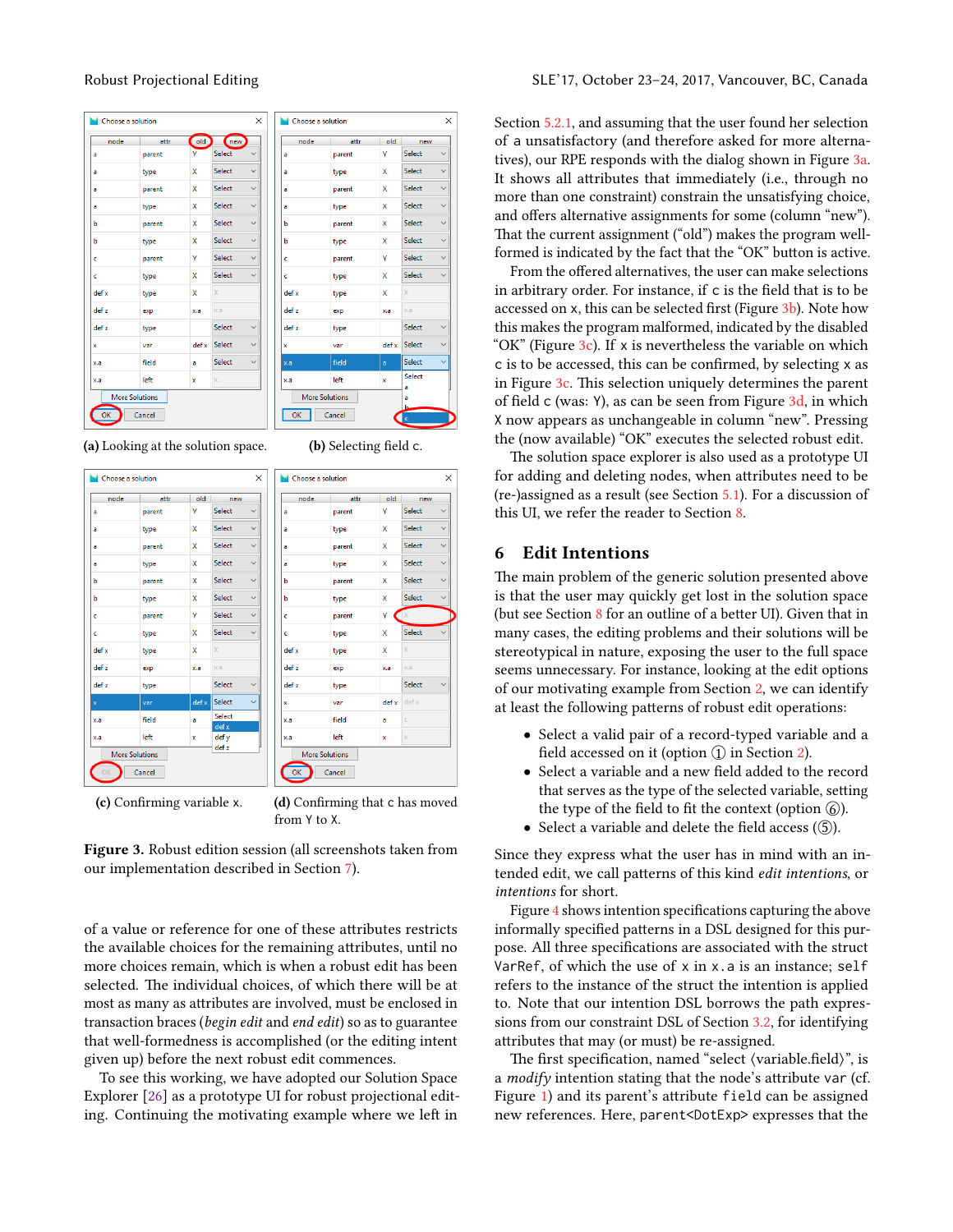(a) Looking at the solution space.

(b) Selecting field c.

(c) Confirming variable x.

(d) Confirming that c has moved from Y to X.

**Figure 3.** Robust edition session (all screenshots taken from our implementation described in Section 7).

of a value or reference for one of these attributes restricts the available choices for the remaining attributes, until no more choices remain, which is when a robust edit has been selected. The individual choices, of which there will be at most as many as attributes are involved, must be enclosed in transaction braces (*begin edit* and *end edit*) so as to guarantee that well-formedness is accomplished (or the editing intent given up) before the next robust edit commences.

To see this working, we have adopted our Solution Space Explorer [26] as a prototype UI for robust projectional editing. Continuing the motivating example where we left in Section 5.2.1, and assuming that the user found her selection of a unsatisfactory (and therefore asked for more alternatives), our RPE responds with the dialog shown in Figure 3a. It shows all attributes that immediately (i.e., through no more than one constraint) constrain the unsatisfying choice, and offers alternative assignments for some (column "new"). That the current assignment ("old") makes the program well-formed is indicated by the fact that the "OK" button is active.

From the offered alternatives, the user can make selections in arbitrary order. For instance, if c is the field that is to be accessed on x, this can be selected first (Figure 3b). Note how this makes the program malformed, indicated by the disabled "OK" (Figure 3c). If x is nevertheless the variable on which c is to be accessed, this can be confirmed, by selecting x as in Figure 3c. This selection uniquely determines the parent of field c (was: Y), as can be seen from Figure 3d, in which X now appears as unchangeable in column "new". Pressing the (now available) "OK" executes the selected robust edit.

The solution space explorer is also used as a prototype UI for adding and deleting nodes, when attributes need to be (re-)assigned as a result (see Section 5.1). For a discussion of this UI, we refer the reader to Section 8.

## 6 Edit Intentions

The main problem of the generic solution presented above is that the user may quickly get lost in the solution space (but see Section 8 for an outline of a better UI). Given that in many cases, the editing problems and their solutions will be stereotypical in nature, exposing the user to the full space seems unnecessary. For instance, looking at the edit options of our motivating example from Section 2, we can identify at least the following patterns of robust edit operations:

- Select a valid pair of a record-typed variable and a field accessed on it (option ① in Section 2).
- Select a variable and a new field added to the record that serves as the type of the selected variable, setting the type of the field to fit the context (option ⑥).
- Select a variable and delete the field access (⑤).

Since they express what the user has in mind with an intended edit, we call patterns of this kind *edit intentions*, or *intentions* for short.

Figure 4 shows intention specifications capturing the above informally specified patterns in a DSL designed for this purpose. All three specifications are associated with the struct `VarRef`, of which the use of `x` in `x.a` is an instance; `self` refers to the instance of the struct the intention is applied to. Note that our intention DSL borrows the path expressions from our constraint DSL of Section 3.2, for identifying attributes that may (or must) be re-assigned.

The first specification, named "select ⟨variable.field⟩", is a *modify* intention stating that the node's attribute `var` (cf. Figure 1) and its parent's attribute `field` can be assigned new references. Here, `parent<DotExp>` expresses that the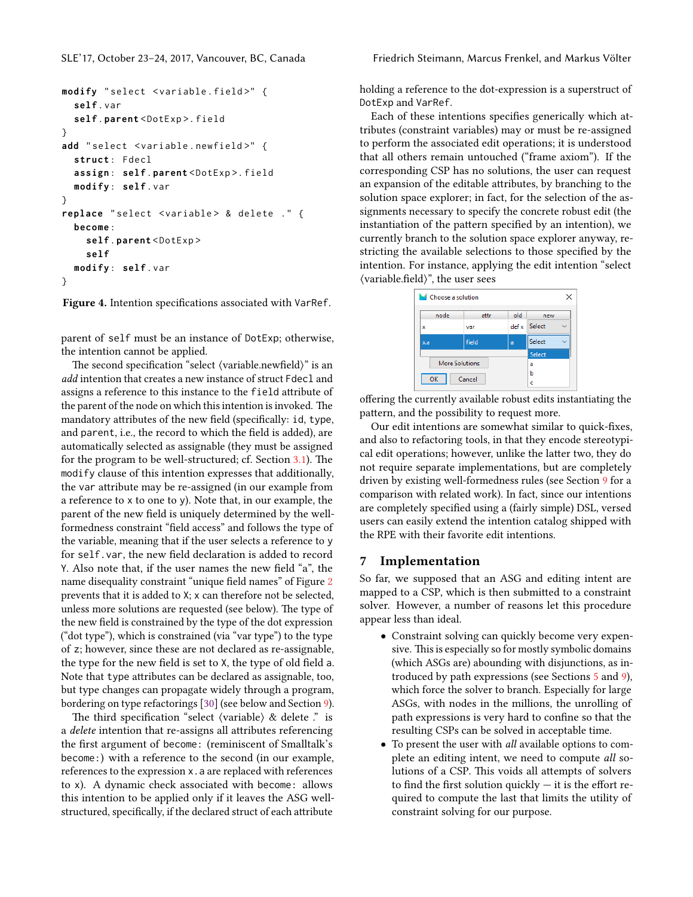```
modify "select <variable.field>" {
  self.var
  self.parent<DotExp>.field
}
add "select <variable.newfield>" {
  struct: Fdecl
  assign: self.parent<DotExp>.field
  modify: self.var
}
replace "select <variable> & delete ." {
  become:
    self.parent<DotExp>
    self
  modify: self.var
}
```

**Figure 4.** Intention specifications associated with VarRef.

parent of `self` must be an instance of `DotExp`; otherwise, the intention cannot be applied.

The second specification "select ⟨variable.newfield⟩" is an *add* intention that creates a new instance of struct `Fdecl` and assigns a reference to this instance to the `field` attribute of the parent of the node on which this intention is invoked. The mandatory attributes of the new field (specifically: `id`, `type`, and `parent`, i.e., the record to which the field is added), are automatically selected as assignable (they must be assigned for the program to be well-structured; cf. Section 3.1). The `modify` clause of this intention expresses that additionally, the `var` attribute may be re-assigned (in our example from a reference to `x` to one to `y`). Note that, in our example, the parent of the new field is uniquely determined by the well-formedness constraint "field access" and follows the type of the variable, meaning that if the user selects a reference to `y` for `self.var`, the new field declaration is added to record `Y`. Also note that, if the user names the new field "a", the name disequality constraint "unique field names" of Figure 2 prevents that it is added to `X`; `x` can therefore not be selected, unless more solutions are requested (see below). The type of the new field is constrained by the type of the dot expression ("dot type"), which is constrained (via "var type") to the type of `z`; however, since these are not declared as re-assignable, the type for the new field is set to `X`, the type of old field `a`. Note that `type` attributes can be declared as assignable, too, but type changes can propagate widely through a program, bordering on type refactorings [30] (see below and Section 9).

The third specification "select ⟨variable⟩ & delete ." is a *delete* intention that re-assigns all attributes referencing the first argument of `become:` (reminiscent of Smalltalk's `become:`) with a reference to the second (in our example, references to the expression `x.a` are replaced with references to `x`). A dynamic check associated with `become:` allows this intention to be applied only if it leaves the ASG well-structured, specifically, if the declared struct of each attribute holding a reference to the dot-expression is a superstruct of `DotExp` and `VarRef`.

Each of these intentions specifies generically which attributes (constraint variables) may or must be re-assigned to perform the associated edit operations; it is understood that all others remain untouched ("frame axiom"). If the corresponding CSP has no solutions, the user can request an expansion of the editable attributes, by branching to the solution space explorer; in fact, for the selection of the assignments necessary to specify the concrete robust edit (the instantiation of the pattern specified by an intention), we currently branch to the solution space explorer anyway, restricting the available selections to those specified by the intention. For instance, applying the edit intention "select ⟨variable.field⟩", the user sees

Choose a solution

| node | attr | old | new |
|---|---|---|---|
| x | var | def x | Select |
| x.a | field | a | Select (Select, a, b, c) |

More Solutions — OK — Cancel

offering the currently available robust edits instantiating the pattern, and the possibility to request more.

Our edit intentions are somewhat similar to quick-fixes, and also to refactoring tools, in that they encode stereotypical edit operations; however, unlike the latter two, they do not require separate implementations, but are completely driven by existing well-formedness rules (see Section 9 for a comparison with related work). In fact, since our intentions are completely specified using a (fairly simple) DSL, versed users can easily extend the intention catalog shipped with the RPE with their favorite edit intentions.

## 7 Implementation

So far, we supposed that an ASG and editing intent are mapped to a CSP, which is then submitted to a constraint solver. However, a number of reasons let this procedure appear less than ideal.

- Constraint solving can quickly become very expensive. This is especially so for mostly symbolic domains (which ASGs are) abounding with disjunctions, as introduced by path expressions (see Sections 5 and 9), which force the solver to branch. Especially for large ASGs, with nodes in the millions, the unrolling of path expressions is very hard to confine so that the resulting CSPs can be solved in acceptable time.
- To present the user with *all* available options to complete an editing intent, we need to compute *all* solutions of a CSP. This voids all attempts of solvers to find the first solution quickly — it is the effort required to compute the last that limits the utility of constraint solving for our purpose.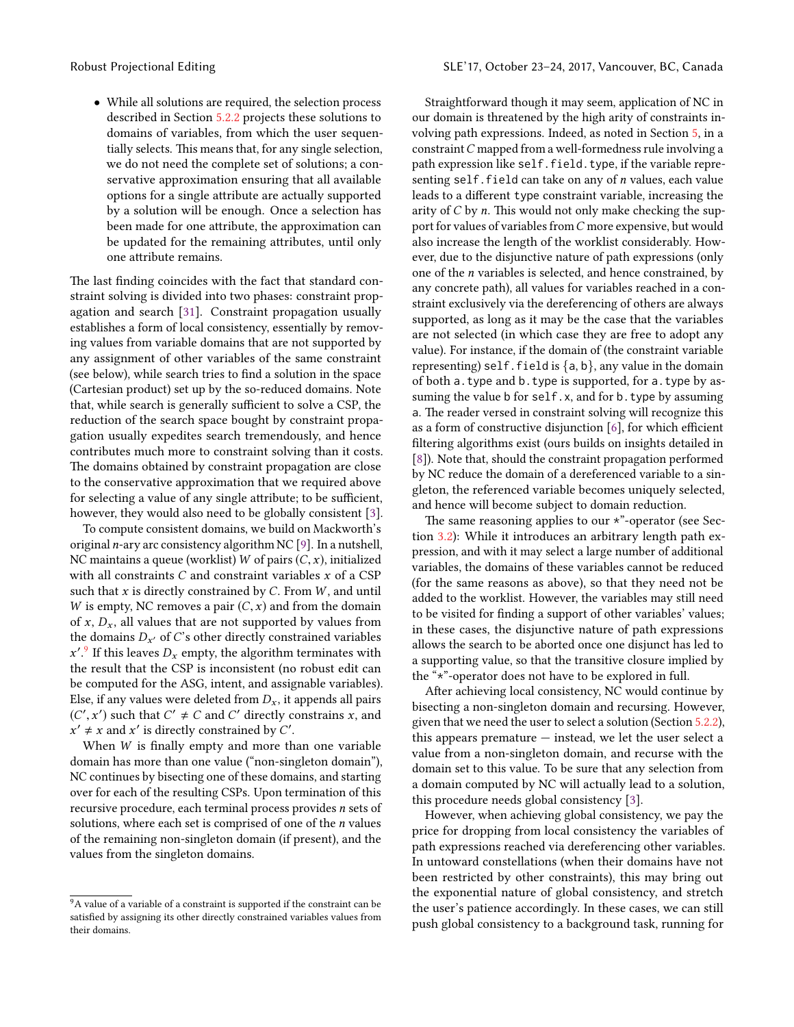- While all solutions are required, the selection process described in Section 5.2.2 projects these solutions to domains of variables, from which the user sequentially selects. This means that, for any single selection, we do not need the complete set of solutions; a conservative approximation ensuring that all available options for a single attribute are actually supported by a solution will be enough. Once a selection has been made for one attribute, the approximation can be updated for the remaining attributes, until only one attribute remains.

The last finding coincides with the fact that standard constraint solving is divided into two phases: constraint propagation and search [31]. Constraint propagation usually establishes a form of local consistency, essentially by removing values from variable domains that are not supported by any assignment of other variables of the same constraint (see below), while search tries to find a solution in the space (Cartesian product) set up by the so-reduced domains. Note that, while search is generally sufficient to solve a CSP, the reduction of the search space bought by constraint propagation usually expedites search tremendously, and hence contributes much more to constraint solving than it costs. The domains obtained by constraint propagation are close to the conservative approximation that we required above for selecting a value of any single attribute; to be sufficient, however, they would also need to be globally consistent [3].

To compute consistent domains, we build on Mackworth's original $n$-ary arc consistency algorithm NC [9]. In a nutshell, NC maintains a queue (worklist) $W$ of pairs $(C, x)$, initialized with all constraints $C$ and constraint variables $x$ of a CSP such that $x$ is directly constrained by $C$. From $W$, and until $W$ is empty, NC removes a pair $(C, x)$ and from the domain of $x$, $D_x$, all values that are not supported by values from the domains $D_{x'}$ of $C$'s other directly constrained variables $x'$.[9] If this leaves $D_x$ empty, the algorithm terminates with the result that the CSP is inconsistent (no robust edit can be computed for the ASG, intent, and assignable variables). Else, if any values were deleted from $D_x$, it appends all pairs $(C', x')$ such that $C' \neq C$ and $C'$ directly constrains $x$, and $x' \neq x$ and $x'$ is directly constrained by $C'$.

When $W$ is finally empty and more than one variable domain has more than one value ("non-singleton domain"), NC continues by bisecting one of these domains, and starting over for each of the resulting CSPs. Upon termination of this recursive procedure, each terminal process provides $n$ sets of solutions, where each set is comprised of one of the $n$ values of the remaining non-singleton domain (if present), and the values from the singleton domains.

[9] A value of a variable of a constraint is supported if the constraint can be satisfied by assigning its other directly constrained variables values from their domains.

Straightforward though it may seem, application of NC in our domain is threatened by the high arity of constraints involving path expressions. Indeed, as noted in Section 5, in a constraint $C$ mapped from a well-formedness rule involving a path expression like `self.field.type`, if the variable representing `self.field` can take on any of $n$ values, each value leads to a different `type` constraint variable, increasing the arity of $C$ by $n$. This would not only make checking the support for values of variables from $C$ more expensive, but would also increase the length of the worklist considerably. However, due to the disjunctive nature of path expressions (only one of the $n$ variables is selected, and hence constrained, by any concrete path), all values for variables reached in a constraint exclusively via the dereferencing of others are always supported, as long as it may be the case that the variables are not selected (in which case they are free to adopt any value). For instance, if the domain of (the constraint variable representing) `self.field` is {a, b}, any value in the domain of both `a.type` and `b.type` is supported, for `a.type` by assuming the value b for `self.x`, and for `b.type` by assuming a. The reader versed in constraint solving will recognize this as a form of constructive disjunction [6], for which efficient filtering algorithms exist (ours builds on insights detailed in [8]). Note that, should the constraint propagation performed by NC reduce the domain of a dereferenced variable to a singleton, the referenced variable becomes uniquely selected, and hence will become subject to domain reduction.

The same reasoning applies to our *"-operator (see Section 3.2): While it introduces an arbitrary length path expression, and with it may select a large number of additional variables, the domains of these variables cannot be reduced (for the same reasons as above), so that they need not be added to the worklist. However, the variables may still need to be visited for finding a support of other variables' values; in these cases, the disjunctive nature of path expressions allows the search to be aborted once one disjunct has led to a supporting value, so that the transitive closure implied by the "*"-operator does not have to be explored in full.

After achieving local consistency, NC would continue by bisecting a non-singleton domain and recursing. However, given that we need the user to select a solution (Section 5.2.2), this appears premature — instead, we let the user select a value from a non-singleton domain, and recurse with the domain set to this value. To be sure that any selection from a domain computed by NC will actually lead to a solution, this procedure needs global consistency [3].

However, when achieving global consistency, we pay the price for dropping from local consistency the variables of path expressions reached via dereferencing other variables. In untoward constellations (when their domains have not been restricted by other constraints), this may bring out the exponential nature of global consistency, and stretch the user's patience accordingly. In these cases, we can still push global consistency to a background task, running for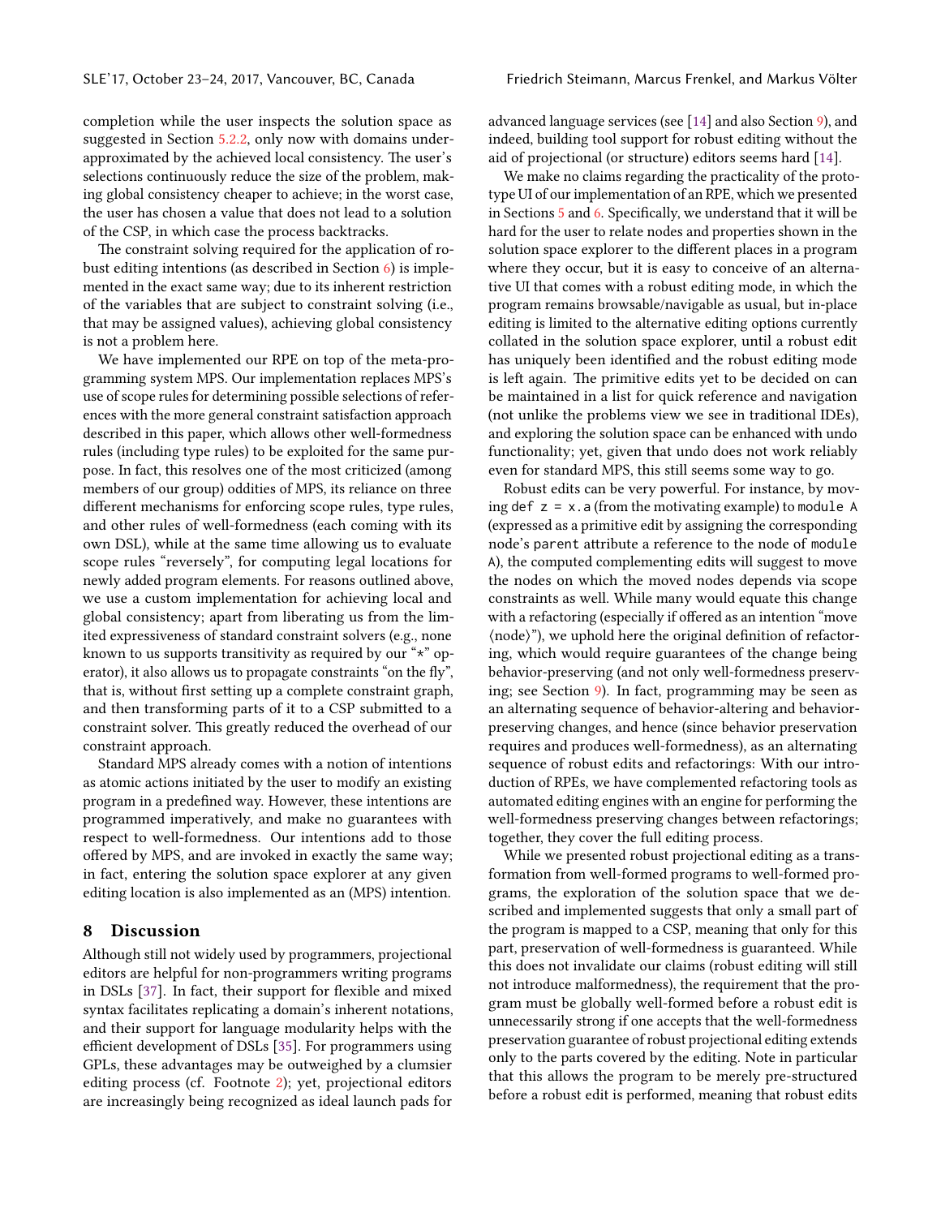completion while the user inspects the solution space as suggested in Section 5.2.2, only now with domains under-approximated by the achieved local consistency. The user's selections continuously reduce the size of the problem, making global consistency cheaper to achieve; in the worst case, the user has chosen a value that does not lead to a solution of the CSP, in which case the process backtracks.

The constraint solving required for the application of robust editing intentions (as described in Section 6) is implemented in the exact same way; due to its inherent restriction of the variables that are subject to constraint solving (i.e., that may be assigned values), achieving global consistency is not a problem here.

We have implemented our RPE on top of the meta-programming system MPS. Our implementation replaces MPS's use of scope rules for determining possible selections of references with the more general constraint satisfaction approach described in this paper, which allows other well-formedness rules (including type rules) to be exploited for the same purpose. In fact, this resolves one of the most criticized (among members of our group) oddities of MPS, its reliance on three different mechanisms for enforcing scope rules, type rules, and other rules of well-formedness (each coming with its own DSL), while at the same time allowing us to evaluate scope rules "reversely", for computing legal locations for newly added program elements. For reasons outlined above, we use a custom implementation for achieving local and global consistency; apart from liberating us from the limited expressiveness of standard constraint solvers (e.g., none known to us supports transitivity as required by our "*" operator), it also allows us to propagate constraints "on the fly", that is, without first setting up a complete constraint graph, and then transforming parts of it to a CSP submitted to a constraint solver. This greatly reduced the overhead of our constraint approach.

Standard MPS already comes with a notion of intentions as atomic actions initiated by the user to modify an existing program in a predefined way. However, these intentions are programmed imperatively, and make no guarantees with respect to well-formedness. Our intentions add to those offered by MPS, and are invoked in exactly the same way; in fact, entering the solution space explorer at any given editing location is also implemented as an (MPS) intention.

## 8 Discussion

Although still not widely used by programmers, projectional editors are helpful for non-programmers writing programs in DSLs [37]. In fact, their support for flexible and mixed syntax facilitates replicating a domain's inherent notations, and their support for language modularity helps with the efficient development of DSLs [35]. For programmers using GPLs, these advantages may be outweighed by a clumsier editing process (cf. Footnote 2); yet, projectional editors are increasingly being recognized as ideal launch pads for advanced language services (see [14] and also Section 9), and indeed, building tool support for robust editing without the aid of projectional (or structure) editors seems hard [14].

We make no claims regarding the practicality of the prototype UI of our implementation of an RPE, which we presented in Sections 5 and 6. Specifically, we understand that it will be hard for the user to relate nodes and properties shown in the solution space explorer to the different places in a program where they occur, but it is easy to conceive of an alternative UI that comes with a robust editing mode, in which the program remains browsable/navigable as usual, but in-place editing is limited to the alternative editing options currently collated in the solution space explorer, until a robust edit has uniquely been identified and the robust editing mode is left again. The primitive edits yet to be decided on can be maintained in a list for quick reference and navigation (not unlike the problems view we see in traditional IDEs), and exploring the solution space can be enhanced with undo functionality; yet, given that undo does not work reliably even for standard MPS, this still seems some way to go.

Robust edits can be very powerful. For instance, by moving `def z = x.a` (from the motivating example) to `module A` (expressed as a primitive edit by assigning the corresponding node's `parent` attribute a reference to the node of `module A`), the computed complementing edits will suggest to move the nodes on which the moved nodes depends via scope constraints as well. While many would equate this change with a refactoring (especially if offered as an intention "move ⟨node⟩"), we uphold here the original definition of refactoring, which would require guarantees of the change being behavior-preserving (and not only well-formedness preserving; see Section 9). In fact, programming may be seen as an alternating sequence of behavior-altering and behavior-preserving changes, and hence (since behavior preservation requires and produces well-formedness), as an alternating sequence of robust edits and refactorings: With our introduction of RPEs, we have complemented refactoring tools as automated editing engines with an engine for performing the well-formedness preserving changes between refactorings; together, they cover the full editing process.

While we presented robust projectional editing as a transformation from well-formed programs to well-formed programs, the exploration of the solution space that we described and implemented suggests that only a small part of the program is mapped to a CSP, meaning that only for this part, preservation of well-formedness is guaranteed. While this does not invalidate our claims (robust editing will still not introduce malformedness), the requirement that the program must be globally well-formed before a robust edit is unnecessarily strong if one accepts that the well-formedness preservation guarantee of robust projectional editing extends only to the parts covered by the editing. Note in particular that this allows the program to be merely pre-structured before a robust edit is performed, meaning that robust edits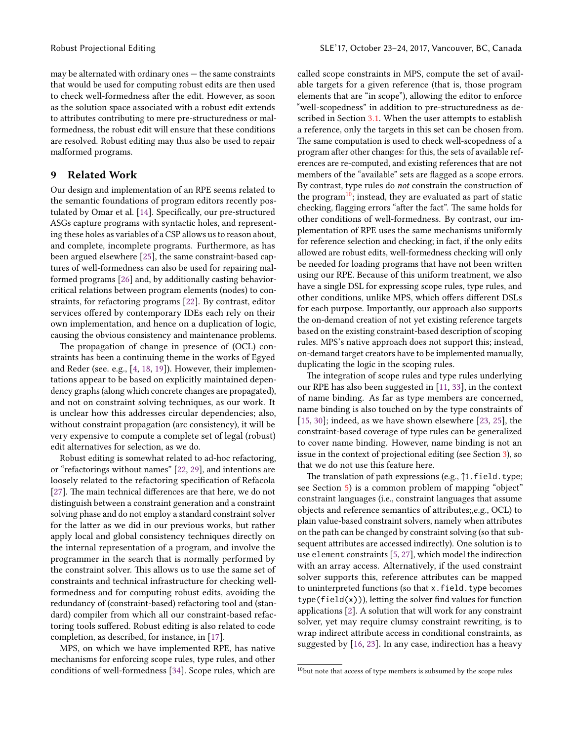may be alternated with ordinary ones — the same constraints that would be used for computing robust edits are then used to check well-formedness after the edit. However, as soon as the solution space associated with a robust edit extends to attributes contributing to mere pre-structuredness or malformedness, the robust edit will ensure that these conditions are resolved. Robust editing may thus also be used to repair malformed programs.

## 9 Related Work

Our design and implementation of an RPE seems related to the semantic foundations of program editors recently postulated by Omar et al. [14]. Specifically, our pre-structured ASGs capture programs with syntactic holes, and representing these holes as variables of a CSP allows us to reason about, and complete, incomplete programs. Furthermore, as has been argued elsewhere [25], the same constraint-based captures of well-formedness can also be used for repairing malformed programs [26] and, by additionally casting behavior-critical relations between program elements (nodes) to constraints, for refactoring programs [22]. By contrast, editor services offered by contemporary IDEs each rely on their own implementation, and hence on a duplication of logic, causing the obvious consistency and maintenance problems.

The propagation of change in presence of (OCL) constraints has been a continuing theme in the works of Egyed and Reder (see. e.g., [4, 18, 19]). However, their implementations appear to be based on explicitly maintained dependency graphs (along which concrete changes are propagated), and not on constraint solving techniques, as our work. It is unclear how this addresses circular dependencies; also, without constraint propagation (arc consistency), it will be very expensive to compute a complete set of legal (robust) edit alternatives for selection, as we do.

Robust editing is somewhat related to ad-hoc refactoring, or "refactorings without names" [22, 29], and intentions are loosely related to the refactoring specification of Refacola [27]. The main technical differences are that here, we do not distinguish between a constraint generation and a constraint solving phase and do not employ a standard constraint solver for the latter as we did in our previous works, but rather apply local and global consistency techniques directly on the internal representation of a program, and involve the programmer in the search that is normally performed by the constraint solver. This allows us to use the same set of constraints and technical infrastructure for checking well-formedness and for computing robust edits, avoiding the redundancy of (constraint-based) refactoring tool and (standard) compiler from which all our constraint-based refactoring tools suffered. Robust editing is also related to code completion, as described, for instance, in [17].

MPS, on which we have implemented RPE, has native mechanisms for enforcing scope rules, type rules, and other conditions of well-formedness [34]. Scope rules, which are called scope constraints in MPS, compute the set of available targets for a given reference (that is, those program elements that are "in scope"), allowing the editor to enforce "well-scopedness" in addition to pre-structuredness as described in Section 3.1. When the user attempts to establish a reference, only the targets in this set can be chosen from. The same computation is used to check well-scopedness of a program after other changes: for this, the sets of available references are re-computed, and existing references that are not members of the "available" sets are flagged as a scope errors. By contrast, type rules do *not* constrain the construction of the program[10]; instead, they are evaluated as part of static checking, flagging errors "after the fact". The same holds for other conditions of well-formedness. By contrast, our implementation of RPE uses the same mechanisms uniformly for reference selection and checking; in fact, if the only edits allowed are robust edits, well-formedness checking will only be needed for loading programs that have not been written using our RPE. Because of this uniform treatment, we also have a single DSL for expressing scope rules, type rules, and other conditions, unlike MPS, which offers different DSLs for each purpose. Importantly, our approach also supports the on-demand creation of not yet existing reference targets based on the existing constraint-based description of scoping rules. MPS's native approach does not support this; instead, on-demand target creators have to be implemented manually, duplicating the logic in the scoping rules.

The integration of scope rules and type rules underlying our RPE has also been suggested in [11, 33], in the context of name binding. As far as type members are concerned, name binding is also touched on by the type constraints of [15, 30]; indeed, as we have shown elsewhere [23, 25], the constraint-based coverage of type rules can be generalized to cover name binding. However, name binding is not an issue in the context of projectional editing (see Section 3), so that we do not use this feature here.

The translation of path expressions (e.g., ↑1.field.type; see Section 5) is a common problem of mapping "object" constraint languages (i.e., constraint languages that assume objects and reference semantics of attributes;,e.g., OCL) to plain value-based constraint solvers, namely when attributes on the path can be changed by constraint solving (so that subsequent attributes are accessed indirectly). One solution is to use `element` constraints [5, 27], which model the indirection with an array access. Alternatively, if the used constraint solver supports this, reference attributes can be mapped to uninterpreted functions (so that `x.field.type` becomes `type(field(x))`), letting the solver find values for function applications [2]. A solution that will work for any constraint solver, yet may require clumsy constraint rewriting, is to wrap indirect attribute access in conditional constraints, as suggested by [16, 23]. In any case, indirection has a heavy

[10] but note that access of type members is subsumed by the scope rules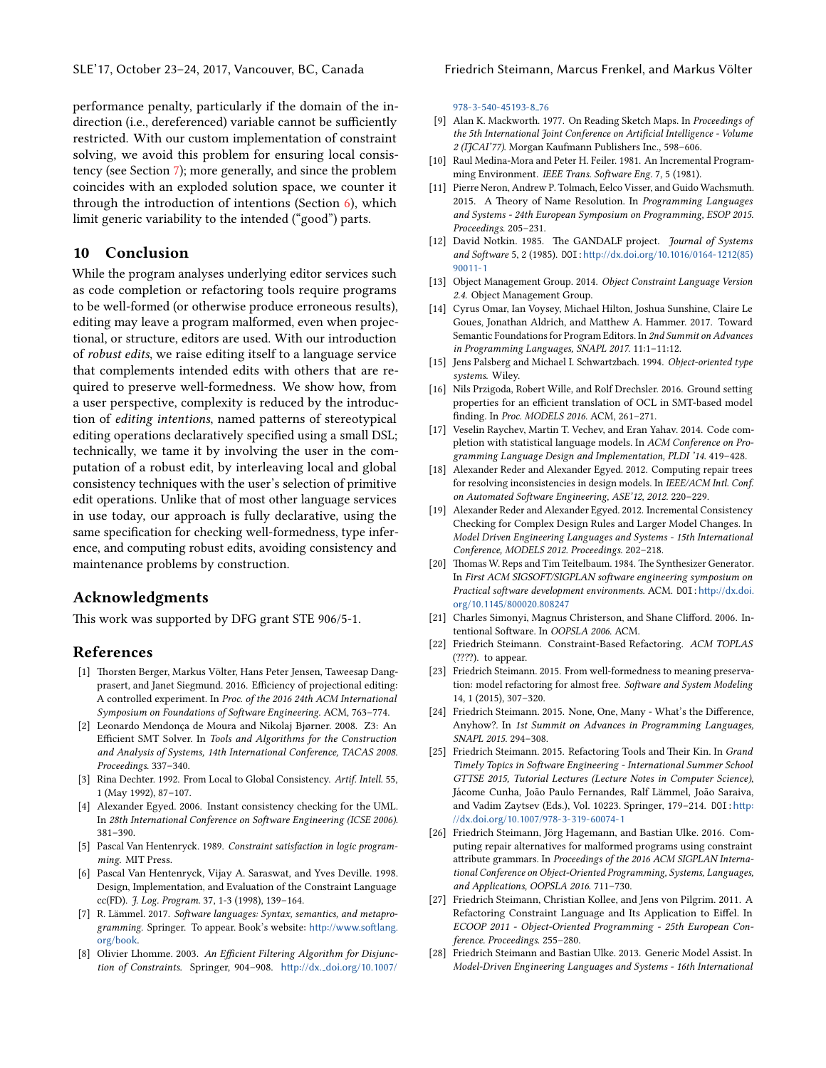performance penalty, particularly if the domain of the indirection (i.e., dereferenced) variable cannot be sufficiently restricted. With our custom implementation of constraint solving, we avoid this problem for ensuring local consistency (see Section 7); more generally, and since the problem coincides with an exploded solution space, we counter it through the introduction of intentions (Section 6), which limit generic variability to the intended ("good") parts.

## 10 Conclusion

While the program analyses underlying editor services such as code completion or refactoring tools require programs to be well-formed (or otherwise produce erroneous results), editing may leave a program malformed, even when projectional, or structure, editors are used. With our introduction of *robust edits*, we raise editing itself to a language service that complements intended edits with others that are required to preserve well-formedness. We show how, from a user perspective, complexity is reduced by the introduction of *editing intentions*, named patterns of stereotypical editing operations declaratively specified using a small DSL; technically, we tame it by involving the user in the computation of a robust edit, by interleaving local and global consistency techniques with the user's selection of primitive edit operations. Unlike that of most other language services in use today, our approach is fully declarative, using the same specification for checking well-formedness, type inference, and computing robust edits, avoiding consistency and maintenance problems by construction.

## Acknowledgments

This work was supported by DFG grant STE 906/5-1.

## References

[1] Thorsten Berger, Markus Völter, Hans Peter Jensen, Taweesap Dangprasert, and Janet Siegmund. 2016. Efficiency of projectional editing: A controlled experiment. In *Proc. of the 2016 24th ACM International Symposium on Foundations of Software Engineering*. ACM, 763–774.

[2] Leonardo Mendonça de Moura and Nikolaj Bjørner. 2008. Z3: An Efficient SMT Solver. In *Tools and Algorithms for the Construction and Analysis of Systems, 14th International Conference, TACAS 2008. Proceedings*. 337–340.

[3] Rina Dechter. 1992. From Local to Global Consistency. *Artif. Intell.* 55, 1 (May 1992), 87–107.

[4] Alexander Egyed. 2006. Instant consistency checking for the UML. In *28th International Conference on Software Engineering (ICSE 2006)*. 381–390.

[5] Pascal Van Hentenryck. 1989. *Constraint satisfaction in logic programming*. MIT Press.

[6] Pascal Van Hentenryck, Vijay A. Saraswat, and Yves Deville. 1998. Design, Implementation, and Evaluation of the Constraint Language cc(FD). *J. Log. Program.* 37, 1-3 (1998), 139–164.

[7] R. Lämmel. 2017. *Software languages: Syntax, semantics, and metaprogramming*. Springer. To appear. Book's website: http://www.softlang.org/book.

[8] Olivier Lhomme. 2003. *An Efficient Filtering Algorithm for Disjunction of Constraints*. Springer, 904–908. http://dx._doi.org/10.1007/978-3-540-45193-8_76

[9] Alan K. Mackworth. 1977. On Reading Sketch Maps. In *Proceedings of the 5th International Joint Conference on Artificial Intelligence - Volume 2 (IJCAI'77)*. Morgan Kaufmann Publishers Inc., 598–606.

[10] Raul Medina-Mora and Peter H. Feiler. 1981. An Incremental Programming Environment. *IEEE Trans. Software Eng.* 7, 5 (1981).

[11] Pierre Neron, Andrew P. Tolmach, Eelco Visser, and Guido Wachsmuth. 2015. A Theory of Name Resolution. In *Programming Languages and Systems - 24th European Symposium on Programming, ESOP 2015. Proceedings*. 205–231.

[12] David Notkin. 1985. The GANDALF project. *Journal of Systems and Software* 5, 2 (1985). DOI: http://dx.doi.org/10.1016/0164-1212(85)90011-1

[13] Object Management Group. 2014. *Object Constraint Language Version 2.4*. Object Management Group.

[14] Cyrus Omar, Ian Voysey, Michael Hilton, Joshua Sunshine, Claire Le Goues, Jonathan Aldrich, and Matthew A. Hammer. 2017. Toward Semantic Foundations for Program Editors. In *2nd Summit on Advances in Programming Languages, SNAPL 2017*. 11:1–11:12.

[15] Jens Palsberg and Michael I. Schwartzbach. 1994. *Object-oriented type systems*. Wiley.

[16] Nils Przigoda, Robert Wille, and Rolf Drechsler. 2016. Ground setting properties for an efficient translation of OCL in SMT-based model finding. In *Proc. MODELS 2016*. ACM, 261–271.

[17] Veselin Raychev, Martin T. Vechev, and Eran Yahav. 2014. Code completion with statistical language models. In *ACM Conference on Programming Language Design and Implementation, PLDI '14*. 419–428.

[18] Alexander Reder and Alexander Egyed. 2012. Computing repair trees for resolving inconsistencies in design models. In *IEEE/ACM Intl. Conf. on Automated Software Engineering, ASE'12, 2012*. 220–229.

[19] Alexander Reder and Alexander Egyed. 2012. Incremental Consistency Checking for Complex Design Rules and Larger Model Changes. In *Model Driven Engineering Languages and Systems - 15th International Conference, MODELS 2012. Proceedings*. 202–218.

[20] Thomas W. Reps and Tim Teitelbaum. 1984. The Synthesizer Generator. In *First ACM SIGSOFT/SIGPLAN software engineering symposium on Practical software development environments*. ACM. DOI: http://dx.doi.org/10.1145/800020.808247

[21] Charles Simonyi, Magnus Christerson, and Shane Clifford. 2006. Intentional Software. In *OOPSLA 2006*. ACM.

[22] Friedrich Steimann. Constraint-Based Refactoring. *ACM TOPLAS* (????). to appear.

[23] Friedrich Steimann. 2015. From well-formedness to meaning preservation: model refactoring for almost free. *Software and System Modeling* 14, 1 (2015), 307–320.

[24] Friedrich Steimann. 2015. None, One, Many - What's the Difference, Anyhow?. In *1st Summit on Advances in Programming Languages, SNAPL 2015*. 294–308.

[25] Friedrich Steimann. 2015. Refactoring Tools and Their Kin. In *Grand Timely Topics in Software Engineering - International Summer School GTTSE 2015, Tutorial Lectures (Lecture Notes in Computer Science)*, Jácome Cunha, João Paulo Fernandes, Ralf Lämmel, João Saraiva, and Vadim Zaytsev (Eds.), Vol. 10223. Springer, 179–214. DOI: http://dx.doi.org/10.1007/978-3-319-60074-1

[26] Friedrich Steimann, Jörg Hagemann, and Bastian Ulke. 2016. Computing repair alternatives for malformed programs using constraint attribute grammars. In *Proceedings of the 2016 ACM SIGPLAN International Conference on Object-Oriented Programming, Systems, Languages, and Applications, OOPSLA 2016*. 711–730.

[27] Friedrich Steimann, Christian Kollee, and Jens von Pilgrim. 2011. A Refactoring Constraint Language and Its Application to Eiffel. In *ECOOP 2011 - Object-Oriented Programming - 25th European Conference. Proceedings*. 255–280.

[28] Friedrich Steimann and Bastian Ulke. 2013. Generic Model Assist. In *Model-Driven Engineering Languages and Systems - 16th International*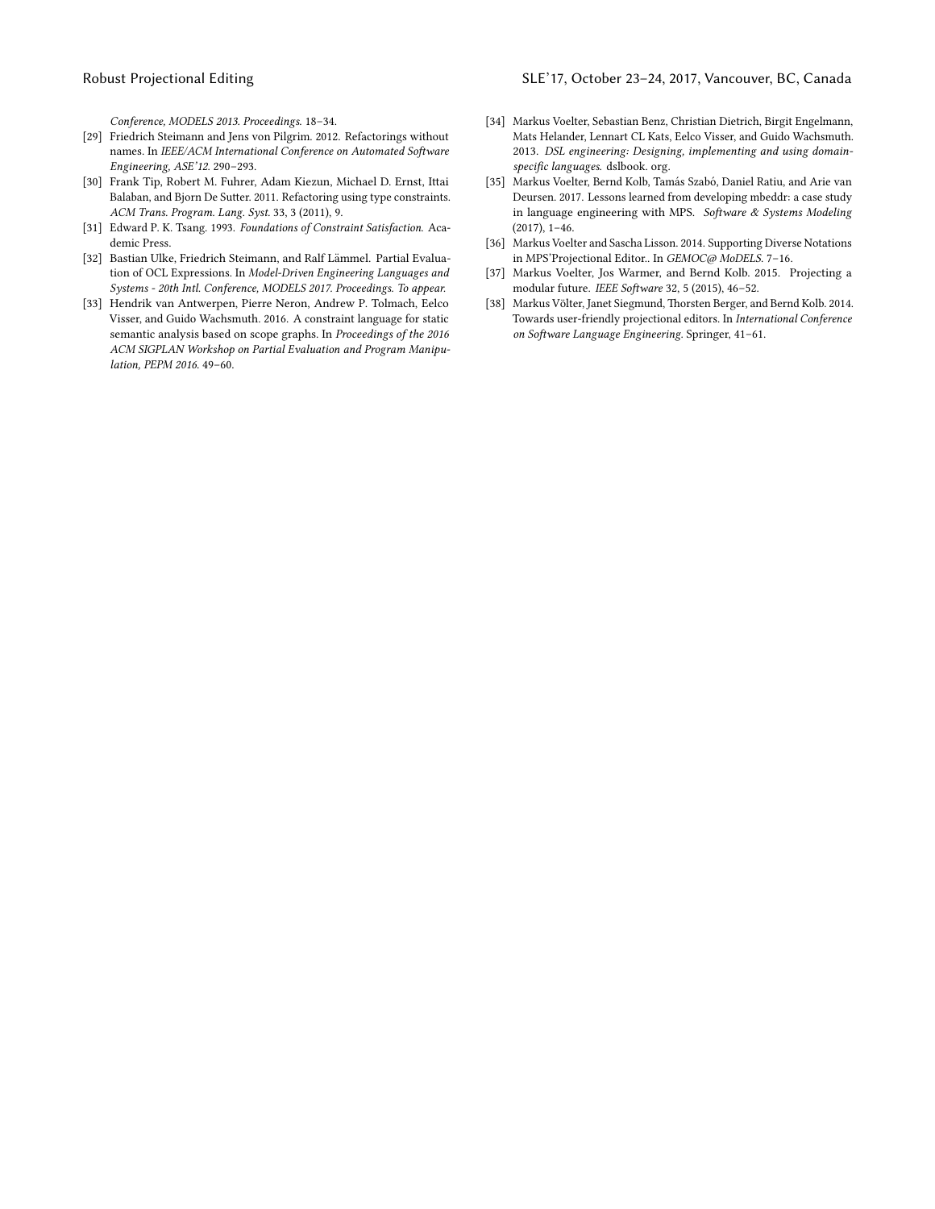*Conference, MODELS 2013. Proceedings.* 18–34.

[29] Friedrich Steimann and Jens von Pilgrim. 2012. Refactorings without names. In *IEEE/ACM International Conference on Automated Software Engineering, ASE'12.* 290–293.

[30] Frank Tip, Robert M. Fuhrer, Adam Kiezun, Michael D. Ernst, Ittai Balaban, and Bjorn De Sutter. 2011. Refactoring using type constraints. *ACM Trans. Program. Lang. Syst.* 33, 3 (2011), 9.

[31] Edward P. K. Tsang. 1993. *Foundations of Constraint Satisfaction.* Academic Press.

[32] Bastian Ulke, Friedrich Steimann, and Ralf Lämmel. Partial Evaluation of OCL Expressions. In *Model-Driven Engineering Languages and Systems - 20th Intl. Conference, MODELS 2017. Proceedings. To appear.*

[33] Hendrik van Antwerpen, Pierre Neron, Andrew P. Tolmach, Eelco Visser, and Guido Wachsmuth. 2016. A constraint language for static semantic analysis based on scope graphs. In *Proceedings of the 2016 ACM SIGPLAN Workshop on Partial Evaluation and Program Manipulation, PEPM 2016.* 49–60.

[34] Markus Voelter, Sebastian Benz, Christian Dietrich, Birgit Engelmann, Mats Helander, Lennart CL Kats, Eelco Visser, and Guido Wachsmuth. 2013. *DSL engineering: Designing, implementing and using domain-specific languages.* dslbook. org.

[35] Markus Voelter, Bernd Kolb, Tamás Szabó, Daniel Ratiu, and Arie van Deursen. 2017. Lessons learned from developing mbeddr: a case study in language engineering with MPS. *Software & Systems Modeling* (2017), 1–46.

[36] Markus Voelter and Sascha Lisson. 2014. Supporting Diverse Notations in MPS'Projectional Editor.. In *GEMOC@ MoDELS.* 7–16.

[37] Markus Voelter, Jos Warmer, and Bernd Kolb. 2015. Projecting a modular future. *IEEE Software* 32, 5 (2015), 46–52.

[38] Markus Völter, Janet Siegmund, Thorsten Berger, and Bernd Kolb. 2014. Towards user-friendly projectional editors. In *International Conference on Software Language Engineering.* Springer, 41–61.